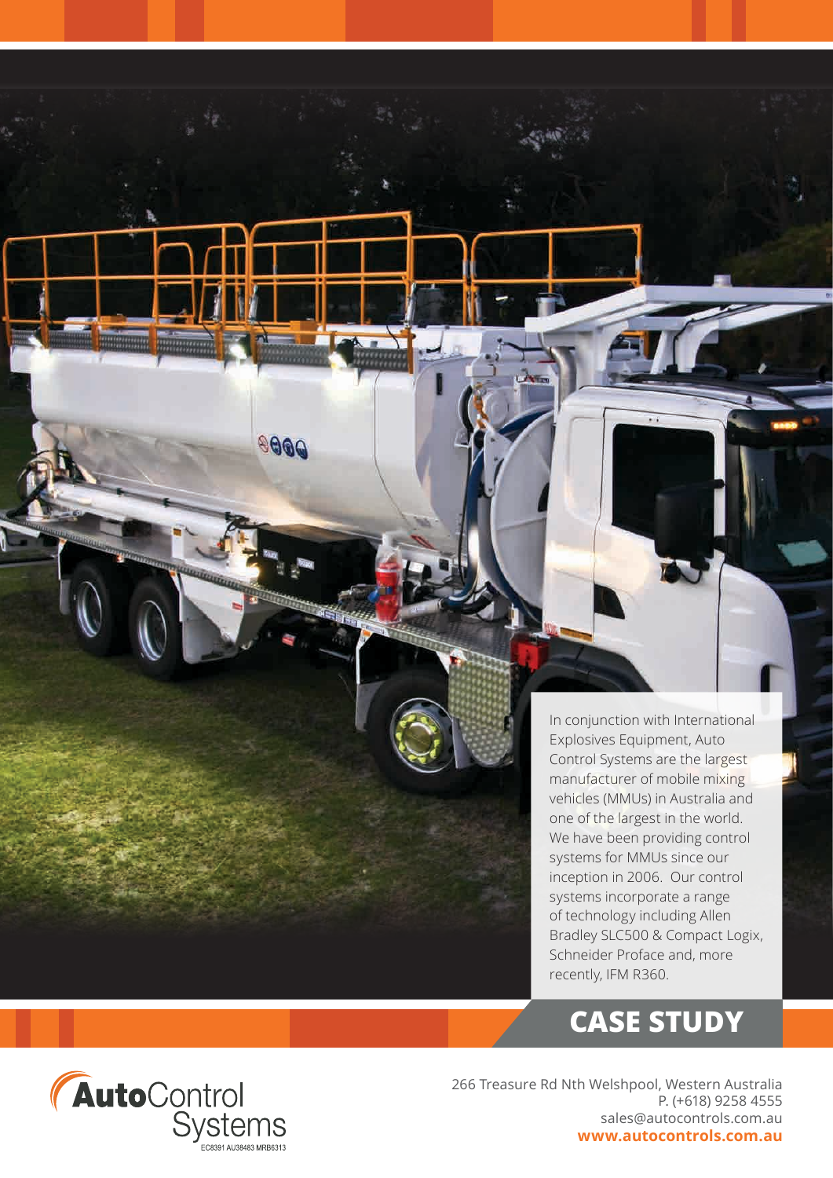In conjunction with International Explosives Equipment, Auto Control Systems are the largest manufacturer of mobile mixing vehicles (MMUs) in Australia and one of the largest in the world. We have been providing control systems for MMUs since our inception in 2006. Our control systems incorporate a range of technology including Allen Bradley SLC500 & Compact Logix, Schneider Proface and, more recently, IFM R360.

# CASE STUDY

**Auto**Control Systems

EC8391 AU38483 MRB6313

266 Treasure Rd Nth Welshpool, Western Australia
P. (+618) 9258 4555
sales@autocontrols.com.au
**www.autocontrols.com.au**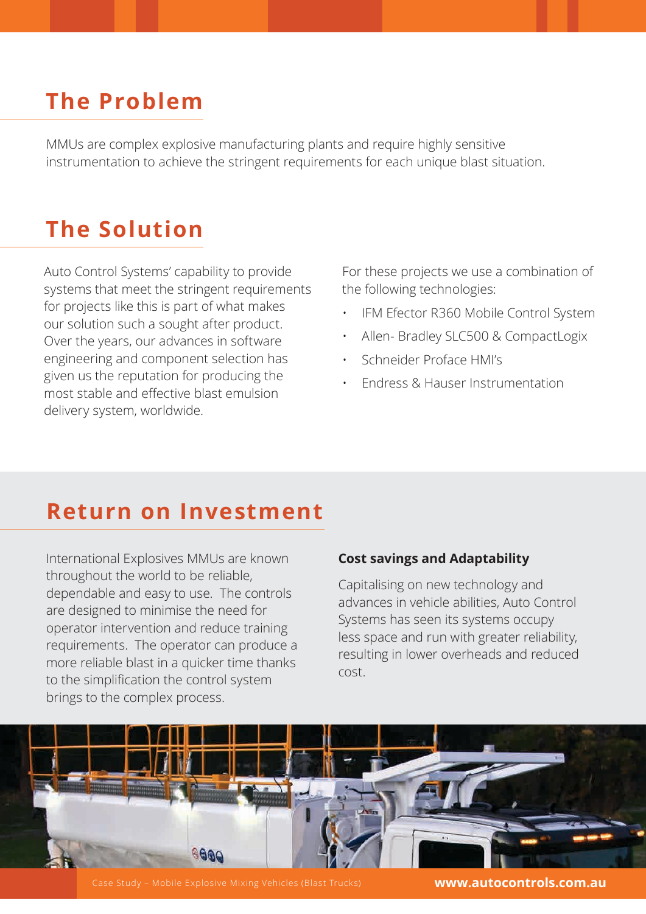## The Problem

MMUs are complex explosive manufacturing plants and require highly sensitive instrumentation to achieve the stringent requirements for each unique blast situation.

## The Solution

Auto Control Systems' capability to provide systems that meet the stringent requirements for projects like this is part of what makes our solution such a sought after product. Over the years, our advances in software engineering and component selection has given us the reputation for producing the most stable and effective blast emulsion delivery system, worldwide.

For these projects we use a combination of the following technologies:

- IFM Efector R360 Mobile Control System
- Allen- Bradley SLC500 & CompactLogix
- Schneider Proface HMI's
- Endress & Hauser Instrumentation

## Return on Investment

International Explosives MMUs are known throughout the world to be reliable, dependable and easy to use. The controls are designed to minimise the need for operator intervention and reduce training requirements. The operator can produce a more reliable blast in a quicker time thanks to the simplification the control system brings to the complex process.

**Cost savings and Adaptability**

Capitalising on new technology and advances in vehicle abilities, Auto Control Systems has seen its systems occupy less space and run with greater reliability, resulting in lower overheads and reduced cost.